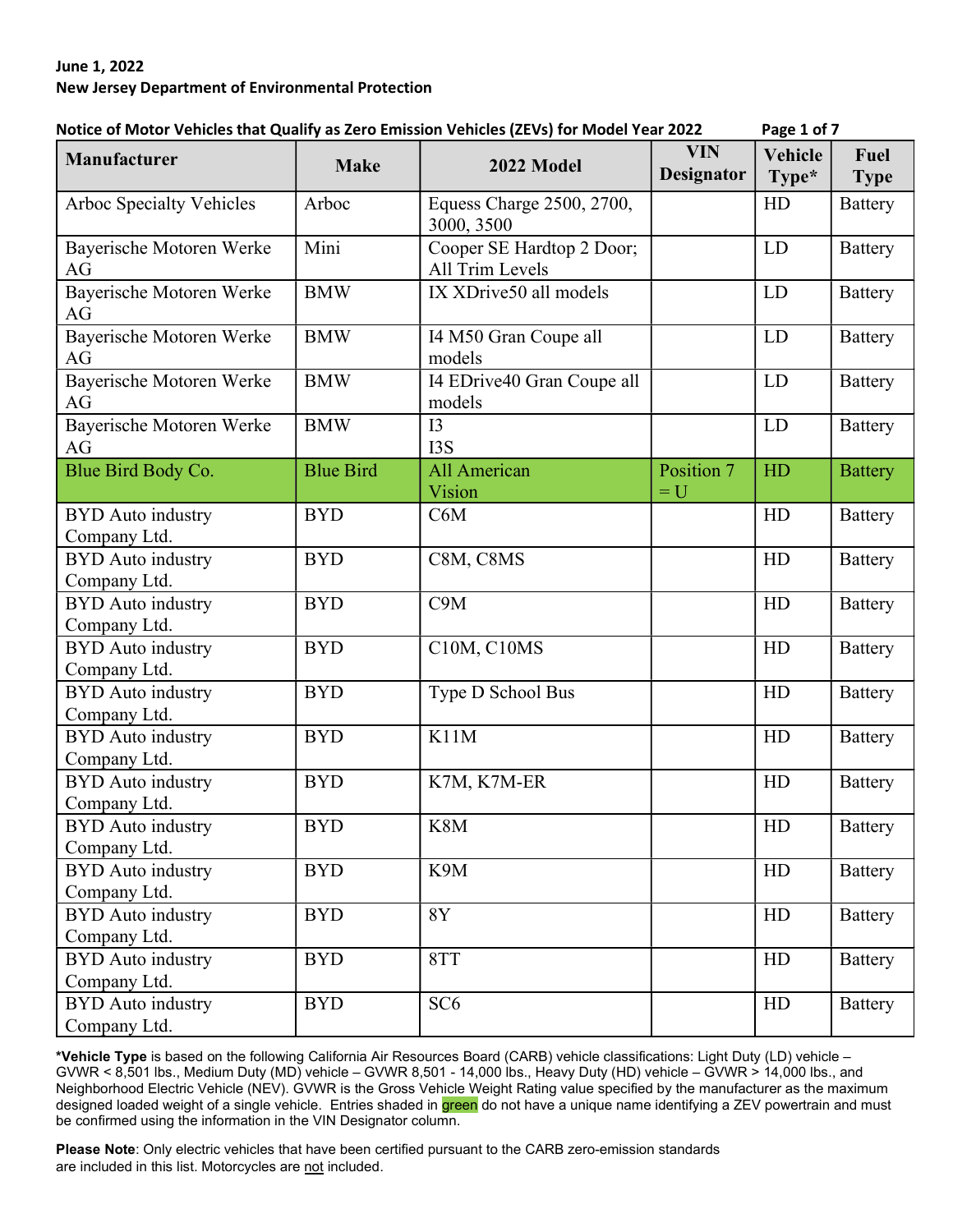**June 1, 2022**
**New Jersey Department of Environmental Protection**

**Notice of Motor Vehicles that Qualify as Zero Emission Vehicles (ZEVs) for Model Year 2022**

| Manufacturer | Make | 2022 Model | VIN Designator | Vehicle Type* | Fuel Type |
|---|---|---|---|---|---|
| Arboc Specialty Vehicles | Arboc | Equess Charge 2500, 2700, 3000, 3500 | | HD | Battery |
| Bayerische Motoren Werke AG | Mini | Cooper SE Hardtop 2 Door; All Trim Levels | | LD | Battery |
| Bayerische Motoren Werke AG | BMW | IX XDrive50 all models | | LD | Battery |
| Bayerische Motoren Werke AG | BMW | I4 M50 Gran Coupe all models | | LD | Battery |
| Bayerische Motoren Werke AG | BMW | I4 EDrive40 Gran Coupe all models | | LD | Battery |
| Bayerische Motoren Werke AG | BMW | I3<br>I3S | | LD | Battery |
| Blue Bird Body Co. | Blue Bird | All American Vision | Position 7 = U | HD | Battery |
| BYD Auto industry Company Ltd. | BYD | C6M | | HD | Battery |
| BYD Auto industry Company Ltd. | BYD | C8M, C8MS | | HD | Battery |
| BYD Auto industry Company Ltd. | BYD | C9M | | HD | Battery |
| BYD Auto industry Company Ltd. | BYD | C10M, C10MS | | HD | Battery |
| BYD Auto industry Company Ltd. | BYD | Type D School Bus | | HD | Battery |
| BYD Auto industry Company Ltd. | BYD | K11M | | HD | Battery |
| BYD Auto industry Company Ltd. | BYD | K7M, K7M-ER | | HD | Battery |
| BYD Auto industry Company Ltd. | BYD | K8M | | HD | Battery |
| BYD Auto industry Company Ltd. | BYD | K9M | | HD | Battery |
| BYD Auto industry Company Ltd. | BYD | 8Y | | HD | Battery |
| BYD Auto industry Company Ltd. | BYD | 8TT | | HD | Battery |
| BYD Auto industry Company Ltd. | BYD | SC6 | | HD | Battery |

***Vehicle Type** is based on the following California Air Resources Board (CARB) vehicle classifications: Light Duty (LD) vehicle – GVWR < 8,501 lbs., Medium Duty (MD) vehicle – GVWR 8,501 - 14,000 lbs., Heavy Duty (HD) vehicle – GVWR > 14,000 lbs., and Neighborhood Electric Vehicle (NEV). GVWR is the Gross Vehicle Weight Rating value specified by the manufacturer as the maximum designed loaded weight of a single vehicle. Entries shaded in green do not have a unique name identifying a ZEV powertrain and must be confirmed using the information in the VIN Designator column.

**Please Note**: Only electric vehicles that have been certified pursuant to the CARB zero-emission standards are included in this list. Motorcycles are not included.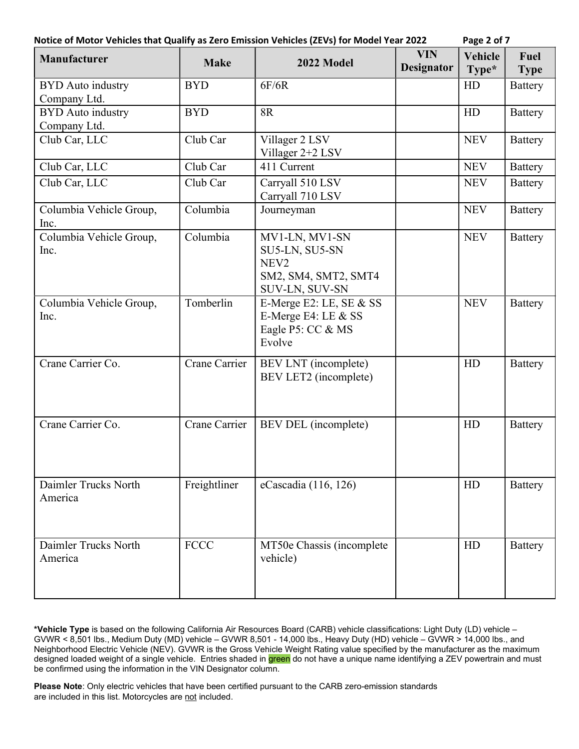**Notice of Motor Vehicles that Qualify as Zero Emission Vehicles (ZEVs) for Model Year 2022**

| Manufacturer | Make | 2022 Model | VIN Designator | Vehicle Type* | Fuel Type |
|---|---|---|---|---|---|
| BYD Auto industry Company Ltd. | BYD | 6F/6R | | HD | Battery |
| BYD Auto industry Company Ltd. | BYD | 8R | | HD | Battery |
| Club Car, LLC | Club Car | Villager 2 LSV<br>Villager 2+2 LSV | | NEV | Battery |
| Club Car, LLC | Club Car | 411 Current | | NEV | Battery |
| Club Car, LLC | Club Car | Carryall 510 LSV<br>Carryall 710 LSV | | NEV | Battery |
| Columbia Vehicle Group, Inc. | Columbia | Journeyman | | NEV | Battery |
| Columbia Vehicle Group, Inc. | Columbia | MV1-LN, MV1-SN<br>SU5-LN, SU5-SN<br>NEV2<br>SM2, SM4, SMT2, SMT4<br>SUV-LN, SUV-SN | | NEV | Battery |
| Columbia Vehicle Group, Inc. | Tomberlin | E-Merge E2: LE, SE & SS<br>E-Merge E4: LE & SS<br>Eagle P5: CC & MS<br>Evolve | | NEV | Battery |
| Crane Carrier Co. | Crane Carrier | BEV LNT (incomplete)<br>BEV LET2 (incomplete) | | HD | Battery |
| Crane Carrier Co. | Crane Carrier | BEV DEL (incomplete) | | HD | Battery |
| Daimler Trucks North America | Freightliner | eCascadia (116, 126) | | HD | Battery |
| Daimler Trucks North America | FCCC | MT50e Chassis (incomplete vehicle) | | HD | Battery |

***Vehicle Type** is based on the following California Air Resources Board (CARB) vehicle classifications: Light Duty (LD) vehicle – GVWR < 8,501 lbs., Medium Duty (MD) vehicle – GVWR 8,501 - 14,000 lbs., Heavy Duty (HD) vehicle – GVWR > 14,000 lbs., and Neighborhood Electric Vehicle (NEV). GVWR is the Gross Vehicle Weight Rating value specified by the manufacturer as the maximum designed loaded weight of a single vehicle. Entries shaded in green do not have a unique name identifying a ZEV powertrain and must be confirmed using the information in the VIN Designator column.

**Please Note**: Only electric vehicles that have been certified pursuant to the CARB zero-emission standards are included in this list. Motorcycles are not included.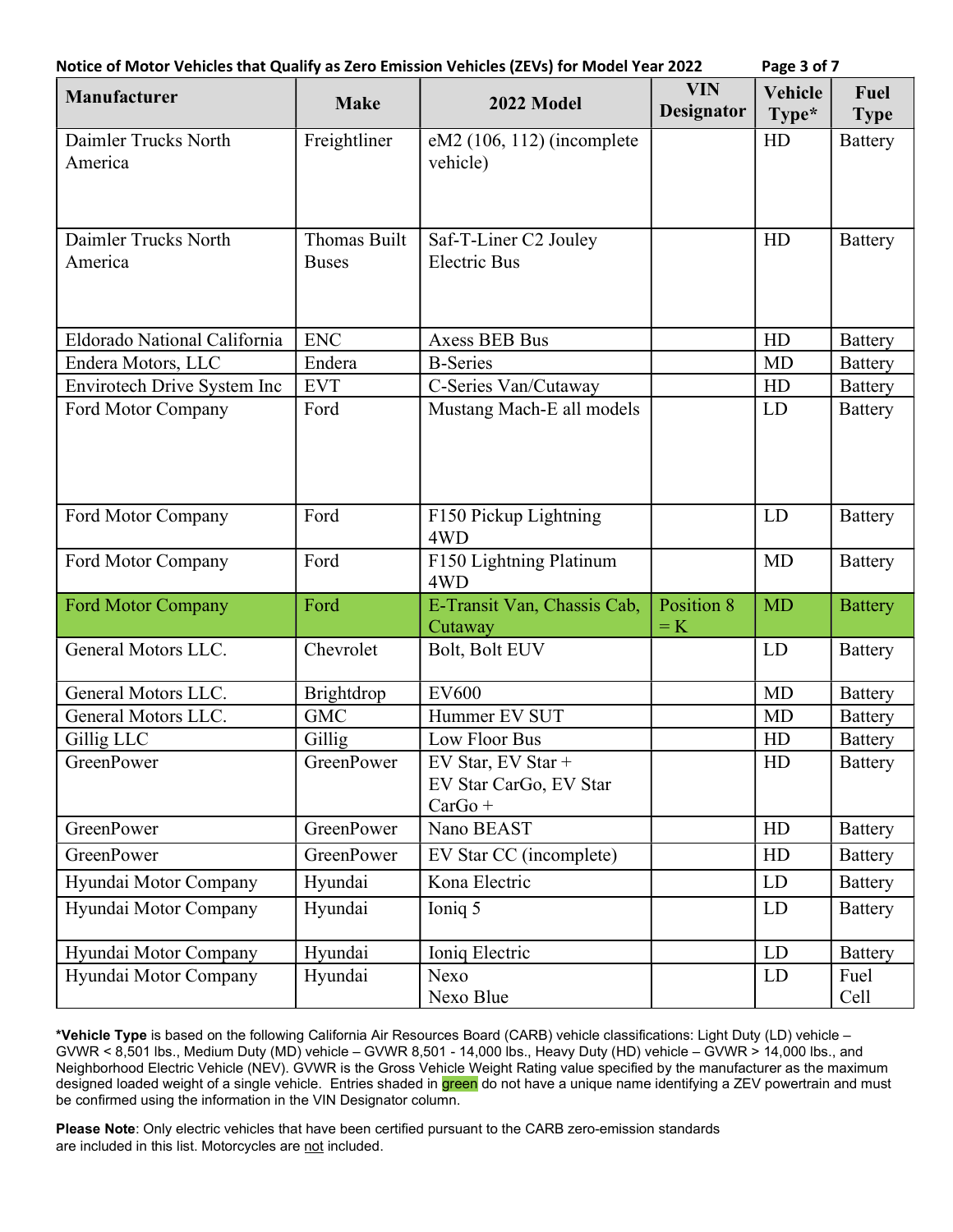**Notice of Motor Vehicles that Qualify as Zero Emission Vehicles (ZEVs) for Model Year 2022**

| Manufacturer | Make | 2022 Model | VIN Designator | Vehicle Type* | Fuel Type |
|---|---|---|---|---|---|
| Daimler Trucks North America | Freightliner | eM2 (106, 112) (incomplete vehicle) | | HD | Battery |
| Daimler Trucks North America | Thomas Built Buses | Saf-T-Liner C2 Jouley Electric Bus | | HD | Battery |
| Eldorado National California | ENC | Axess BEB Bus | | HD | Battery |
| Endera Motors, LLC | Endera | B-Series | | MD | Battery |
| Envirotech Drive System Inc | EVT | C-Series Van/Cutaway | | HD | Battery |
| Ford Motor Company | Ford | Mustang Mach-E all models | | LD | Battery |
| Ford Motor Company | Ford | F150 Pickup Lightning 4WD | | LD | Battery |
| Ford Motor Company | Ford | F150 Lightning Platinum 4WD | | MD | Battery |
| Ford Motor Company | Ford | E-Transit Van, Chassis Cab, Cutaway | Position 8 = K | MD | Battery |
| General Motors LLC. | Chevrolet | Bolt, Bolt EUV | | LD | Battery |
| General Motors LLC. | Brightdrop | EV600 | | MD | Battery |
| General Motors LLC. | GMC | Hummer EV SUT | | MD | Battery |
| Gillig LLC | Gillig | Low Floor Bus | | HD | Battery |
| GreenPower | GreenPower | EV Star, EV Star + EV Star CarGo, EV Star CarGo + | | HD | Battery |
| GreenPower | GreenPower | Nano BEAST | | HD | Battery |
| GreenPower | GreenPower | EV Star CC (incomplete) | | HD | Battery |
| Hyundai Motor Company | Hyundai | Kona Electric | | LD | Battery |
| Hyundai Motor Company | Hyundai | Ioniq 5 | | LD | Battery |
| Hyundai Motor Company | Hyundai | Ioniq Electric | | LD | Battery |
| Hyundai Motor Company | Hyundai | Nexo Nexo Blue | | LD | Fuel Cell |

***Vehicle Type** is based on the following California Air Resources Board (CARB) vehicle classifications: Light Duty (LD) vehicle – GVWR < 8,501 lbs., Medium Duty (MD) vehicle – GVWR 8,501 - 14,000 lbs., Heavy Duty (HD) vehicle – GVWR > 14,000 lbs., and Neighborhood Electric Vehicle (NEV). GVWR is the Gross Vehicle Weight Rating value specified by the manufacturer as the maximum designed loaded weight of a single vehicle. Entries shaded in green do not have a unique name identifying a ZEV powertrain and must be confirmed using the information in the VIN Designator column.

**Please Note**: Only electric vehicles that have been certified pursuant to the CARB zero-emission standards are included in this list. Motorcycles are not included.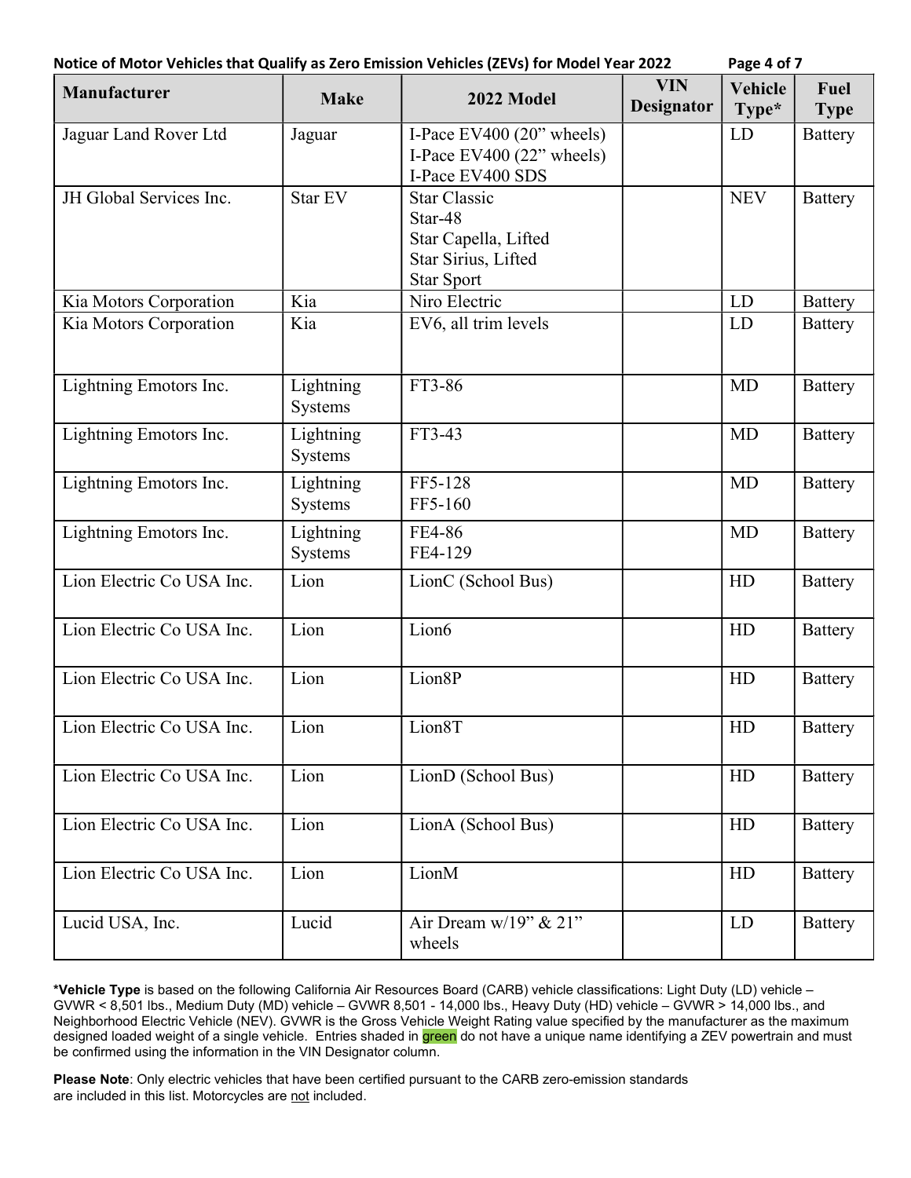| Manufacturer | Make | 2022 Model | VIN Designator | Vehicle Type* | Fuel Type |
|---|---|---|---|---|---|
| Jaguar Land Rover Ltd | Jaguar | I-Pace EV400 (20" wheels)<br>I-Pace EV400 (22" wheels)<br>I-Pace EV400 SDS | | LD | Battery |
| JH Global Services Inc. | Star EV | Star Classic<br>Star-48<br>Star Capella, Lifted<br>Star Sirius, Lifted<br>Star Sport | | NEV | Battery |
| Kia Motors Corporation | Kia | Niro Electric | | LD | Battery |
| Kia Motors Corporation | Kia | EV6, all trim levels | | LD | Battery |
| Lightning Emotors Inc. | Lightning Systems | FT3-86 | | MD | Battery |
| Lightning Emotors Inc. | Lightning Systems | FT3-43 | | MD | Battery |
| Lightning Emotors Inc. | Lightning Systems | FF5-128<br>FF5-160 | | MD | Battery |
| Lightning Emotors Inc. | Lightning Systems | FE4-86<br>FE4-129 | | MD | Battery |
| Lion Electric Co USA Inc. | Lion | LionC (School Bus) | | HD | Battery |
| Lion Electric Co USA Inc. | Lion | Lion6 | | HD | Battery |
| Lion Electric Co USA Inc. | Lion | Lion8P | | HD | Battery |
| Lion Electric Co USA Inc. | Lion | Lion8T | | HD | Battery |
| Lion Electric Co USA Inc. | Lion | LionD (School Bus) | | HD | Battery |
| Lion Electric Co USA Inc. | Lion | LionA (School Bus) | | HD | Battery |
| Lion Electric Co USA Inc. | Lion | LionM | | HD | Battery |
| Lucid USA, Inc. | Lucid | Air Dream w/19" & 21" wheels | | LD | Battery |

***Vehicle Type** is based on the following California Air Resources Board (CARB) vehicle classifications: Light Duty (LD) vehicle – GVWR < 8,501 lbs., Medium Duty (MD) vehicle – GVWR 8,501 - 14,000 lbs., Heavy Duty (HD) vehicle – GVWR > 14,000 lbs., and Neighborhood Electric Vehicle (NEV). GVWR is the Gross Vehicle Weight Rating value specified by the manufacturer as the maximum designed loaded weight of a single vehicle. Entries shaded in green do not have a unique name identifying a ZEV powertrain and must be confirmed using the information in the VIN Designator column.

**Please Note**: Only electric vehicles that have been certified pursuant to the CARB zero-emission standards are included in this list. Motorcycles are not included.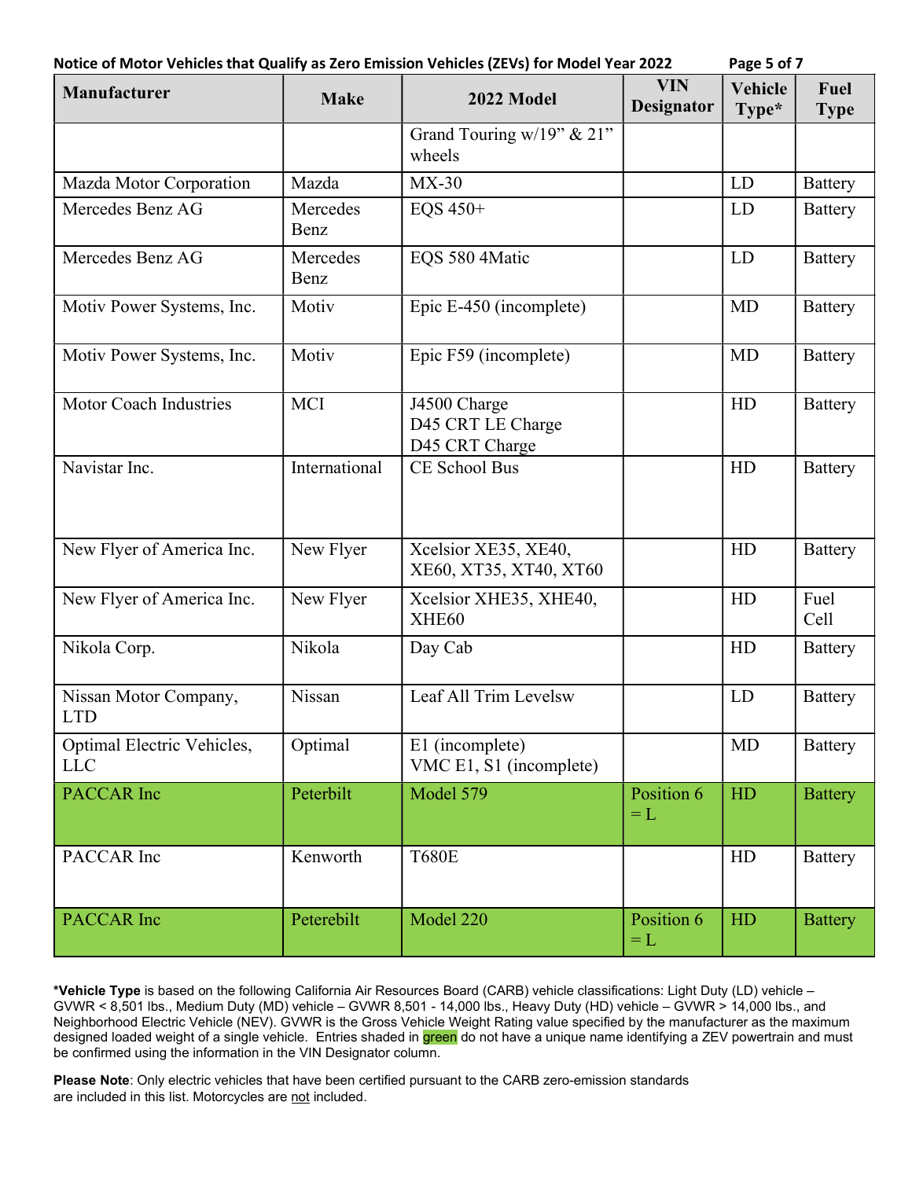Notice of Motor Vehicles that Qualify as Zero Emission Vehicles (ZEVs) for Model Year 2022

| Manufacturer | Make | 2022 Model | VIN Designator | Vehicle Type* | Fuel Type |
|---|---|---|---|---|---|
| | | Grand Touring w/19" & 21" wheels | | | |
| Mazda Motor Corporation | Mazda | MX-30 | | LD | Battery |
| Mercedes Benz AG | Mercedes Benz | EQS 450+ | | LD | Battery |
| Mercedes Benz AG | Mercedes Benz | EQS 580 4Matic | | LD | Battery |
| Motiv Power Systems, Inc. | Motiv | Epic E-450 (incomplete) | | MD | Battery |
| Motiv Power Systems, Inc. | Motiv | Epic F59 (incomplete) | | MD | Battery |
| Motor Coach Industries | MCI | J4500 Charge<br>D45 CRT LE Charge<br>D45 CRT Charge | | HD | Battery |
| Navistar Inc. | International | CE School Bus | | HD | Battery |
| New Flyer of America Inc. | New Flyer | Xcelsior XE35, XE40, XE60, XT35, XT40, XT60 | | HD | Battery |
| New Flyer of America Inc. | New Flyer | Xcelsior XHE35, XHE40, XHE60 | | HD | Fuel Cell |
| Nikola Corp. | Nikola | Day Cab | | HD | Battery |
| Nissan Motor Company, LTD | Nissan | Leaf All Trim Levelsw | | LD | Battery |
| Optimal Electric Vehicles, LLC | Optimal | E1 (incomplete)<br>VMC E1, S1 (incomplete) | | MD | Battery |
| PACCAR Inc | Peterbilt | Model 579 | Position 6 = L | HD | Battery |
| PACCAR Inc | Kenworth | T680E | | HD | Battery |
| PACCAR Inc | Peterebilt | Model 220 | Position 6 = L | HD | Battery |

***Vehicle Type** is based on the following California Air Resources Board (CARB) vehicle classifications: Light Duty (LD) vehicle – GVWR < 8,501 lbs., Medium Duty (MD) vehicle – GVWR 8,501 - 14,000 lbs., Heavy Duty (HD) vehicle – GVWR > 14,000 lbs., and Neighborhood Electric Vehicle (NEV). GVWR is the Gross Vehicle Weight Rating value specified by the manufacturer as the maximum designed loaded weight of a single vehicle. Entries shaded in green do not have a unique name identifying a ZEV powertrain and must be confirmed using the information in the VIN Designator column.

**Please Note**: Only electric vehicles that have been certified pursuant to the CARB zero-emission standards are included in this list. Motorcycles are not included.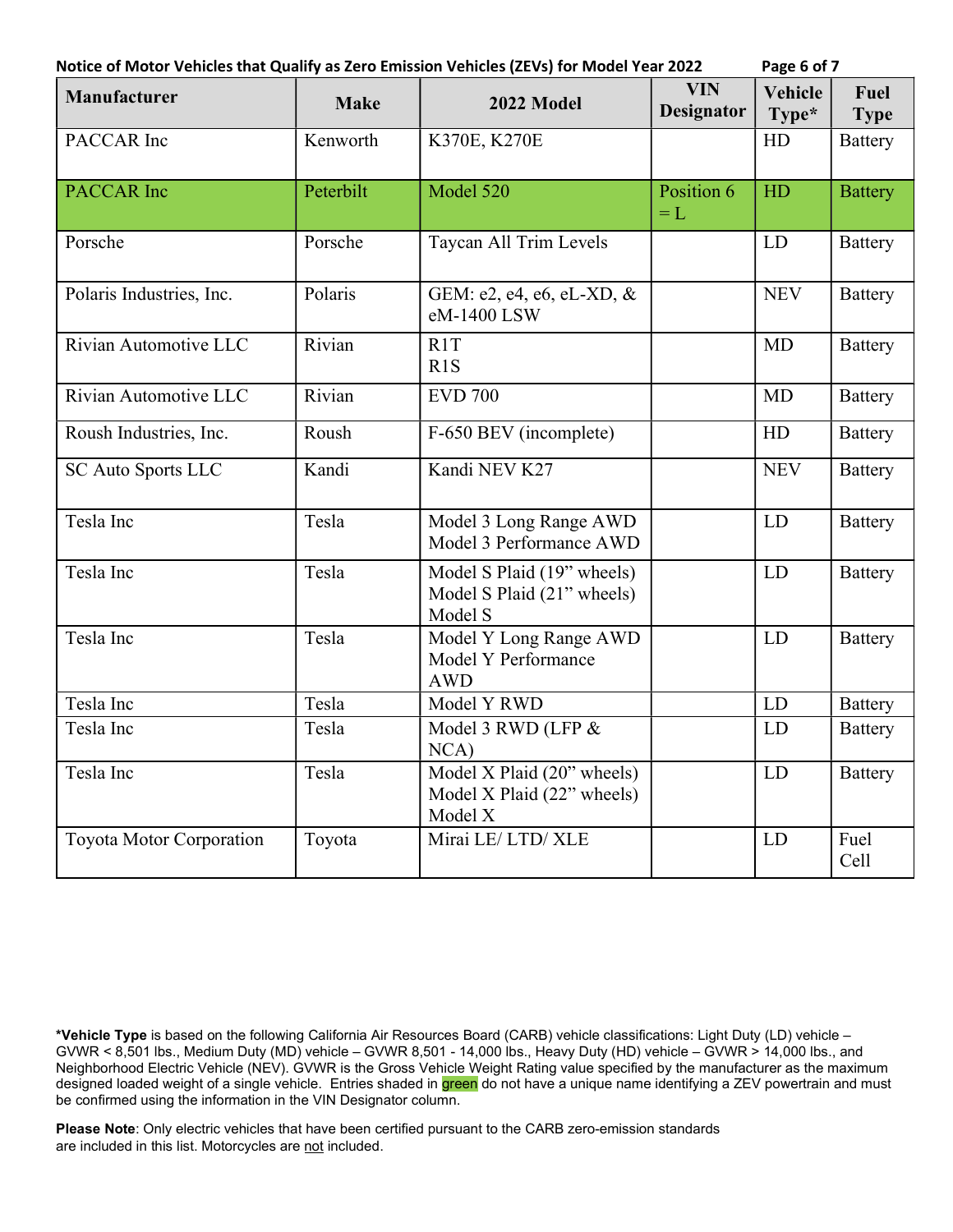**Notice of Motor Vehicles that Qualify as Zero Emission Vehicles (ZEVs) for Model Year 2022**

| Manufacturer | Make | 2022 Model | VIN Designator | Vehicle Type* | Fuel Type |
|---|---|---|---|---|---|
| PACCAR Inc | Kenworth | K370E, K270E | | HD | Battery |
| PACCAR Inc | Peterbilt | Model 520 | Position 6 = L | HD | Battery |
| Porsche | Porsche | Taycan All Trim Levels | | LD | Battery |
| Polaris Industries, Inc. | Polaris | GEM: e2, e4, e6, eL-XD, & eM-1400 LSW | | NEV | Battery |
| Rivian Automotive LLC | Rivian | R1T<br>R1S | | MD | Battery |
| Rivian Automotive LLC | Rivian | EVD 700 | | MD | Battery |
| Roush Industries, Inc. | Roush | F-650 BEV (incomplete) | | HD | Battery |
| SC Auto Sports LLC | Kandi | Kandi NEV K27 | | NEV | Battery |
| Tesla Inc | Tesla | Model 3 Long Range AWD<br>Model 3 Performance AWD | | LD | Battery |
| Tesla Inc | Tesla | Model S Plaid (19" wheels)<br>Model S Plaid (21" wheels)<br>Model S | | LD | Battery |
| Tesla Inc | Tesla | Model Y Long Range AWD<br>Model Y Performance AWD | | LD | Battery |
| Tesla Inc | Tesla | Model Y RWD | | LD | Battery |
| Tesla Inc | Tesla | Model 3 RWD (LFP & NCA) | | LD | Battery |
| Tesla Inc | Tesla | Model X Plaid (20" wheels)<br>Model X Plaid (22" wheels)<br>Model X | | LD | Battery |
| Toyota Motor Corporation | Toyota | Mirai LE/ LTD/ XLE | | LD | Fuel Cell |

***Vehicle Type** is based on the following California Air Resources Board (CARB) vehicle classifications: Light Duty (LD) vehicle – GVWR < 8,501 lbs., Medium Duty (MD) vehicle – GVWR 8,501 - 14,000 lbs., Heavy Duty (HD) vehicle – GVWR > 14,000 lbs., and Neighborhood Electric Vehicle (NEV). GVWR is the Gross Vehicle Weight Rating value specified by the manufacturer as the maximum designed loaded weight of a single vehicle. Entries shaded in green do not have a unique name identifying a ZEV powertrain and must be confirmed using the information in the VIN Designator column.

**Please Note**: Only electric vehicles that have been certified pursuant to the CARB zero-emission standards are included in this list. Motorcycles are not included.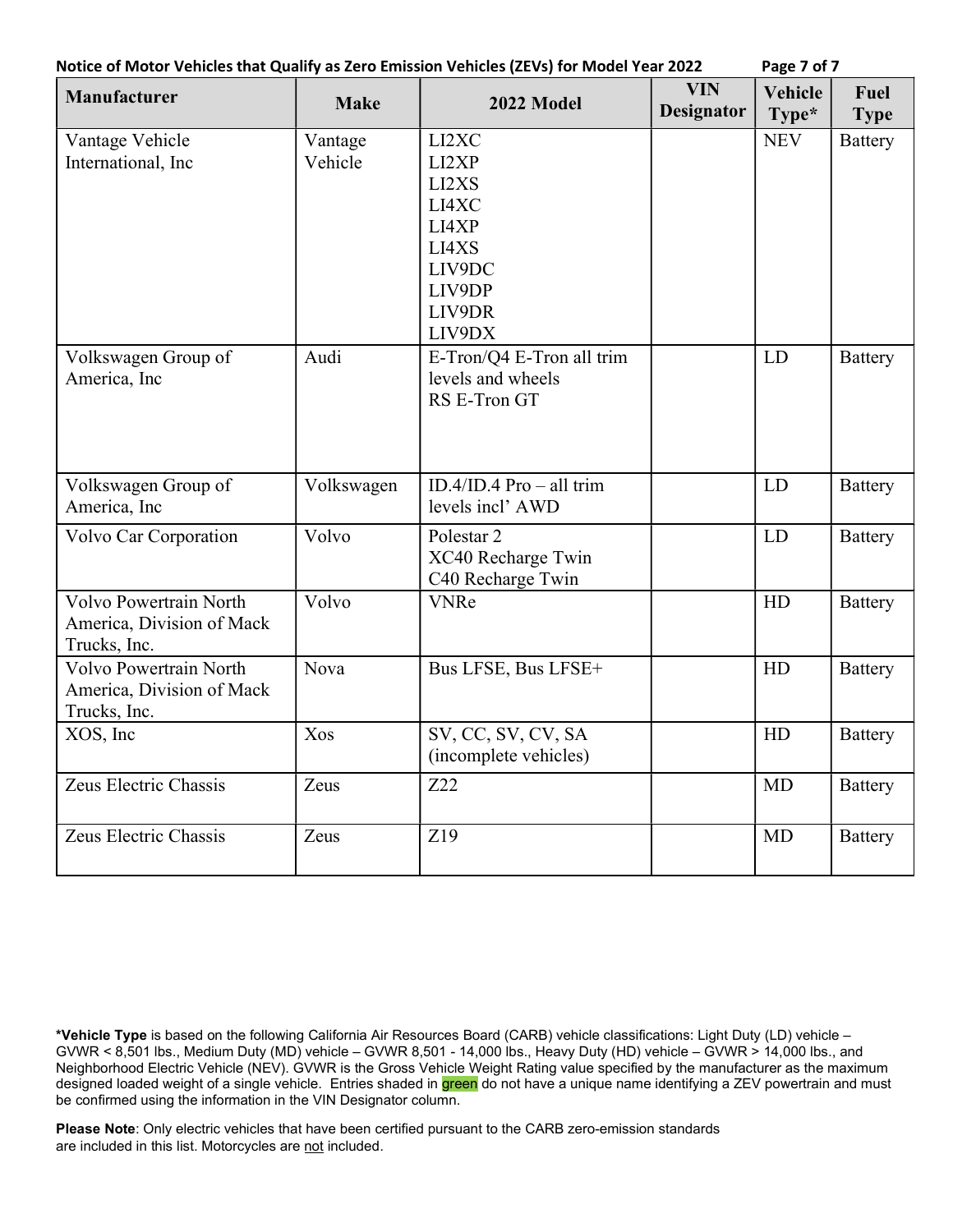Notice of Motor Vehicles that Qualify as Zero Emission Vehicles (ZEVs) for Model Year 2022

| Manufacturer | Make | 2022 Model | VIN Designator | Vehicle Type* | Fuel Type |
|---|---|---|---|---|---|
| Vantage Vehicle International, Inc | Vantage Vehicle | LI2XC<br>LI2XP<br>LI2XS<br>LI4XC<br>LI4XP<br>LI4XS<br>LIV9DC<br>LIV9DP<br>LIV9DR<br>LIV9DX | | NEV | Battery |
| Volkswagen Group of America, Inc | Audi | E-Tron/Q4 E-Tron all trim levels and wheels<br>RS E-Tron GT | | LD | Battery |
| Volkswagen Group of America, Inc | Volkswagen | ID.4/ID.4 Pro – all trim levels incl' AWD | | LD | Battery |
| Volvo Car Corporation | Volvo | Polestar 2<br>XC40 Recharge Twin<br>C40 Recharge Twin | | LD | Battery |
| Volvo Powertrain North America, Division of Mack Trucks, Inc. | Volvo | VNRe | | HD | Battery |
| Volvo Powertrain North America, Division of Mack Trucks, Inc. | Nova | Bus LFSE, Bus LFSE+ | | HD | Battery |
| XOS, Inc | Xos | SV, CC, SV, CV, SA (incomplete vehicles) | | HD | Battery |
| Zeus Electric Chassis | Zeus | Z22 | | MD | Battery |
| Zeus Electric Chassis | Zeus | Z19 | | MD | Battery |

***Vehicle Type** is based on the following California Air Resources Board (CARB) vehicle classifications: Light Duty (LD) vehicle – GVWR < 8,501 lbs., Medium Duty (MD) vehicle – GVWR 8,501 - 14,000 lbs., Heavy Duty (HD) vehicle – GVWR > 14,000 lbs., and Neighborhood Electric Vehicle (NEV). GVWR is the Gross Vehicle Weight Rating value specified by the manufacturer as the maximum designed loaded weight of a single vehicle. Entries shaded in green do not have a unique name identifying a ZEV powertrain and must be confirmed using the information in the VIN Designator column.

**Please Note**: Only electric vehicles that have been certified pursuant to the CARB zero-emission standards are included in this list. Motorcycles are not included.